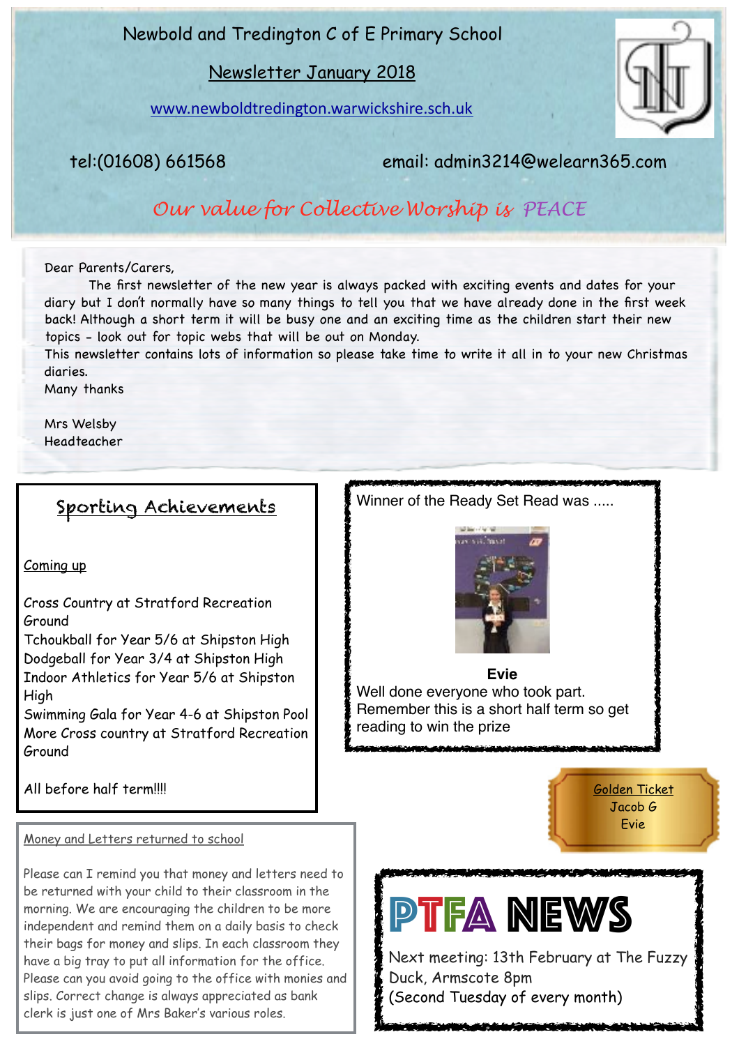# Newbold and Tredington C of E Primary School

## Newsletter January 2018

www.newboldtredington.warwickshire.sch.uk

tel:(01608) 661568 email: admin3214@welearn365.com

*Our value for Collective Worship is PEACE*

Dear Parents/Carers,

The first newsletter of the new year is always packed with exciting events and dates for your diary but I don't normally have so many things to tell you that we have already done in the first week back! Although a short term it will be busy one and an exciting time as the children start their new topics - look out for topic webs that will be out on Monday.

This newsletter contains lots of information so please take time to write it all in to your new Christmas diaries.

Many thanks

Mrs Welsby
Headteacher

## Sporting Achievements

Coming up

Cross Country at Stratford Recreation Ground
Tchoukball for Year 5/6 at Shipston High
Dodgeball for Year 3/4 at Shipston High
Indoor Athletics for Year 5/6 at Shipston High
Swimming Gala for Year 4-6 at Shipston Pool
More Cross country at Stratford Recreation Ground

All before half term!!!!

Winner of the Ready Set Read was .....

**Evie**

Well done everyone who took part. Remember this is a short half term so get reading to win the prize

## Money and Letters returned to school

Please can I remind you that money and letters need to be returned with your child to their classroom in the morning. We are encouraging the children to be more independent and remind them on a daily basis to check their bags for money and slips. In each classroom they have a big tray to put all information for the office. Please can you avoid going to the office with monies and slips. Correct change is always appreciated as bank clerk is just one of Mrs Baker's various roles.

Golden Ticket
Jacob G
Evie

## PTFA NEWS

Next meeting: 13th February at The Fuzzy Duck, Armscote 8pm
(Second Tuesday of every month)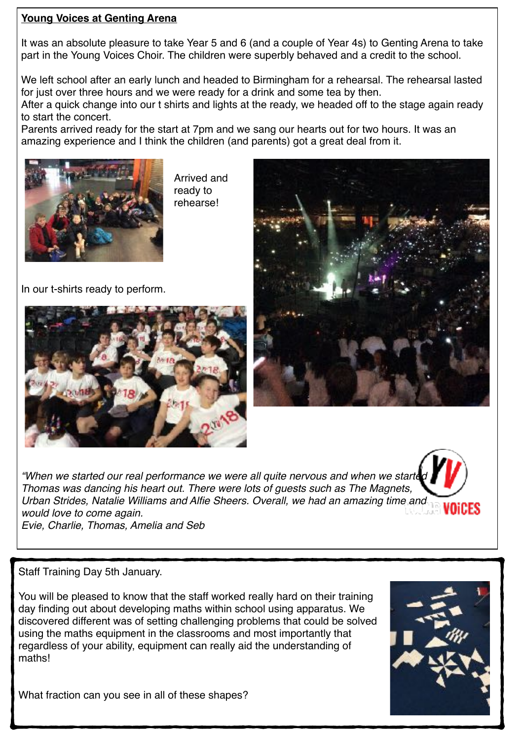## Young Voices at Genting Arena

It was an absolute pleasure to take Year 5 and 6 (and a couple of Year 4s) to Genting Arena to take part in the Young Voices Choir. The children were superbly behaved and a credit to the school.

We left school after an early lunch and headed to Birmingham for a rehearsal. The rehearsal lasted for just over three hours and we were ready for a drink and some tea by then.
After a quick change into our t shirts and lights at the ready, we headed off to the stage again ready to start the concert.
Parents arrived ready for the start at 7pm and we sang our hearts out for two hours. It was an amazing experience and I think the children (and parents) got a great deal from it.

Arrived and ready to rehearse!

In our t-shirts ready to perform.

*"When we started our real performance we were all quite nervous and when we started Thomas was dancing his heart out. There were lots of guests such as The Magnets, Urban Strides, Natalie Williams and Alfie Sheers. Overall, we had an amazing time and would love to come again.*
*Evie, Charlie, Thomas, Amelia and Seb*

Staff Training Day 5th January.

You will be pleased to know that the staff worked really hard on their training day finding out about developing maths within school using apparatus. We discovered different was of setting challenging problems that could be solved using the maths equipment in the classrooms and most importantly that regardless of your ability, equipment can really aid the understanding of maths!

What fraction can you see in all of these shapes?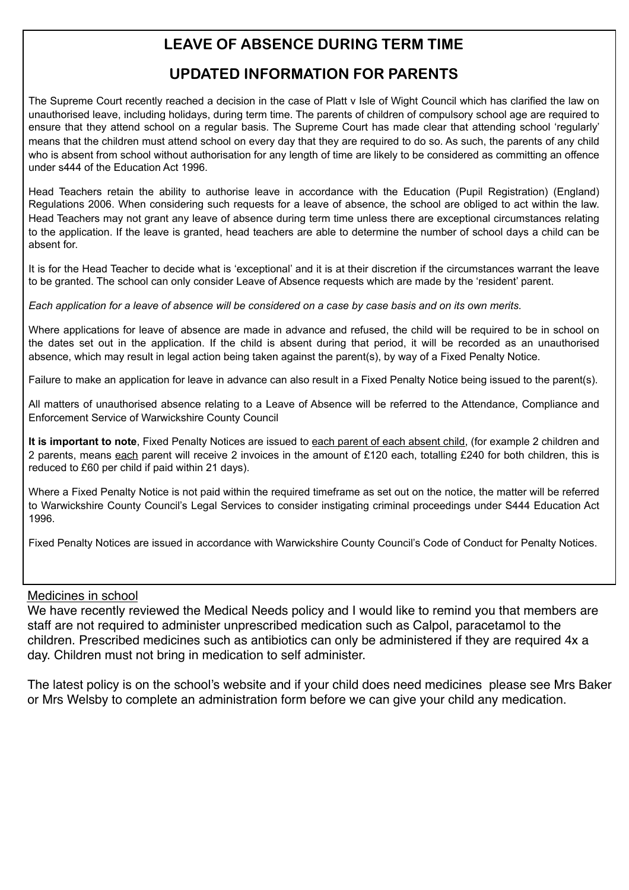# LEAVE OF ABSENCE DURING TERM TIME

## UPDATED INFORMATION FOR PARENTS

The Supreme Court recently reached a decision in the case of Platt v Isle of Wight Council which has clarified the law on unauthorised leave, including holidays, during term time. The parents of children of compulsory school age are required to ensure that they attend school on a regular basis. The Supreme Court has made clear that attending school 'regularly' means that the children must attend school on every day that they are required to do so. As such, the parents of any child who is absent from school without authorisation for any length of time are likely to be considered as committing an offence under s444 of the Education Act 1996.

Head Teachers retain the ability to authorise leave in accordance with the Education (Pupil Registration) (England) Regulations 2006. When considering such requests for a leave of absence, the school are obliged to act within the law. Head Teachers may not grant any leave of absence during term time unless there are exceptional circumstances relating to the application. If the leave is granted, head teachers are able to determine the number of school days a child can be absent for.

It is for the Head Teacher to decide what is 'exceptional' and it is at their discretion if the circumstances warrant the leave to be granted. The school can only consider Leave of Absence requests which are made by the 'resident' parent.

*Each application for a leave of absence will be considered on a case by case basis and on its own merits.*

Where applications for leave of absence are made in advance and refused, the child will be required to be in school on the dates set out in the application. If the child is absent during that period, it will be recorded as an unauthorised absence, which may result in legal action being taken against the parent(s), by way of a Fixed Penalty Notice.

Failure to make an application for leave in advance can also result in a Fixed Penalty Notice being issued to the parent(s).

All matters of unauthorised absence relating to a Leave of Absence will be referred to the Attendance, Compliance and Enforcement Service of Warwickshire County Council

**It is important to note**, Fixed Penalty Notices are issued to each parent of each absent child, (for example 2 children and 2 parents, means each parent will receive 2 invoices in the amount of £120 each, totalling £240 for both children, this is reduced to £60 per child if paid within 21 days).

Where a Fixed Penalty Notice is not paid within the required timeframe as set out on the notice, the matter will be referred to Warwickshire County Council's Legal Services to consider instigating criminal proceedings under S444 Education Act 1996.

Fixed Penalty Notices are issued in accordance with Warwickshire County Council's Code of Conduct for Penalty Notices.

Medicines in school

We have recently reviewed the Medical Needs policy and I would like to remind you that members are staff are not required to administer unprescribed medication such as Calpol, paracetamol to the children. Prescribed medicines such as antibiotics can only be administered if they are required 4x a day. Children must not bring in medication to self administer.

The latest policy is on the school's website and if your child does need medicines please see Mrs Baker or Mrs Welsby to complete an administration form before we can give your child any medication.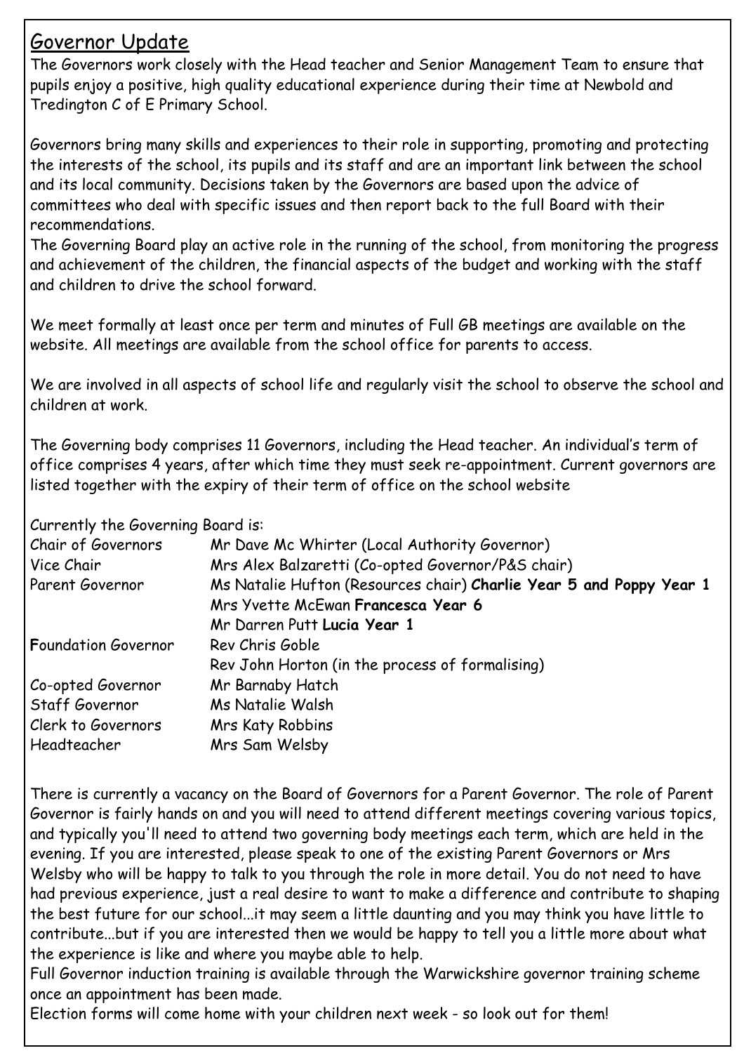## Governor Update

The Governors work closely with the Head teacher and Senior Management Team to ensure that pupils enjoy a positive, high quality educational experience during their time at Newbold and Tredington C of E Primary School.

Governors bring many skills and experiences to their role in supporting, promoting and protecting the interests of the school, its pupils and its staff and are an important link between the school and its local community. Decisions taken by the Governors are based upon the advice of committees who deal with specific issues and then report back to the full Board with their recommendations.

The Governing Board play an active role in the running of the school, from monitoring the progress and achievement of the children, the financial aspects of the budget and working with the staff and children to drive the school forward.

We meet formally at least once per term and minutes of Full GB meetings are available on the website. All meetings are available from the school office for parents to access.

We are involved in all aspects of school life and regularly visit the school to observe the school and children at work.

The Governing body comprises 11 Governors, including the Head teacher. An individual's term of office comprises 4 years, after which time they must seek re-appointment. Current governors are listed together with the expiry of their term of office on the school website

Currently the Governing Board is:

| | |
|---|---|
| Chair of Governors | Mr Dave Mc Whirter (Local Authority Governor) |
| Vice Chair | Mrs Alex Balzaretti (Co-opted Governor/P&S chair) |
| Parent Governor | Ms Natalie Hufton (Resources chair) **Charlie Year 5 and Poppy Year 1** |
| | Mrs Yvette McEwan **Francesca Year 6** |
| | Mr Darren Putt **Lucia Year 1** |
| **F**oundation Governor | Rev Chris Goble |
| | Rev John Horton (in the process of formalising) |
| Co-opted Governor | Mr Barnaby Hatch |
| Staff Governor | Ms Natalie Walsh |
| Clerk to Governors | Mrs Katy Robbins |
| Headteacher | Mrs Sam Welsby |

There is currently a vacancy on the Board of Governors for a Parent Governor. The role of Parent Governor is fairly hands on and you will need to attend different meetings covering various topics, and typically you'll need to attend two governing body meetings each term, which are held in the evening. If you are interested, please speak to one of the existing Parent Governors or Mrs Welsby who will be happy to talk to you through the role in more detail. You do not need to have had previous experience, just a real desire to want to make a difference and contribute to shaping the best future for our school...it may seem a little daunting and you may think you have little to contribute...but if you are interested then we would be happy to tell you a little more about what the experience is like and where you maybe able to help.

Full Governor induction training is available through the Warwickshire governor training scheme once an appointment has been made.

Election forms will come home with your children next week - so look out for them!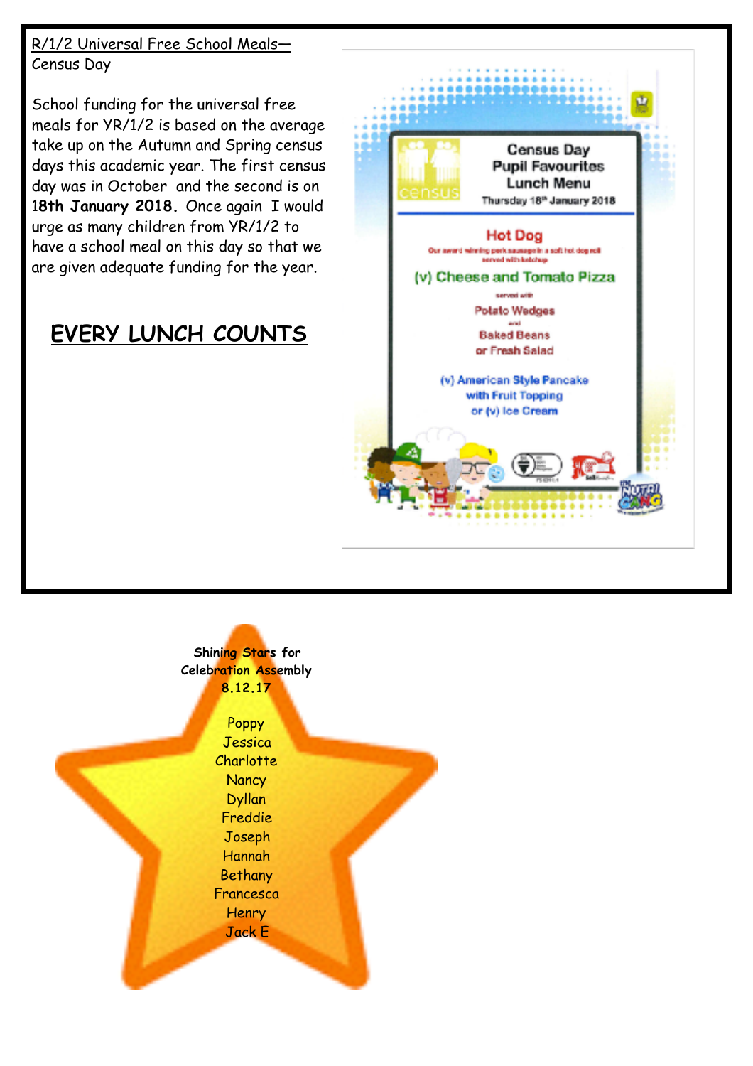R/1/2 Universal Free School Meals—Census Day

School funding for the universal free meals for YR/1/2 is based on the average take up on the Autumn and Spring census days this academic year. The first census day was in October and the second is on **18th January 2018.** Once again I would urge as many children from YR/1/2 to have a school meal on this day so that we are given adequate funding for the year.

## EVERY LUNCH COUNTS

**Census Day Pupil Favourites Lunch Menu**

Thursday 18th January 2018

**Hot Dog**

Our award winning pork sausage in a soft hot dog roll served with ketchup

**(v) Cheese and Tomato Pizza**

served with

Potato Wedges

and

Baked Beans

or Fresh Salad

(v) American Style Pancake with Fruit Topping

or (v) Ice Cream

**Shining Stars for Celebration Assembly 8.12.17**

Poppy
Jessica
Charlotte
Nancy
Dyllan
Freddie
Joseph
Hannah
Bethany
Francesca
Henry
Jack E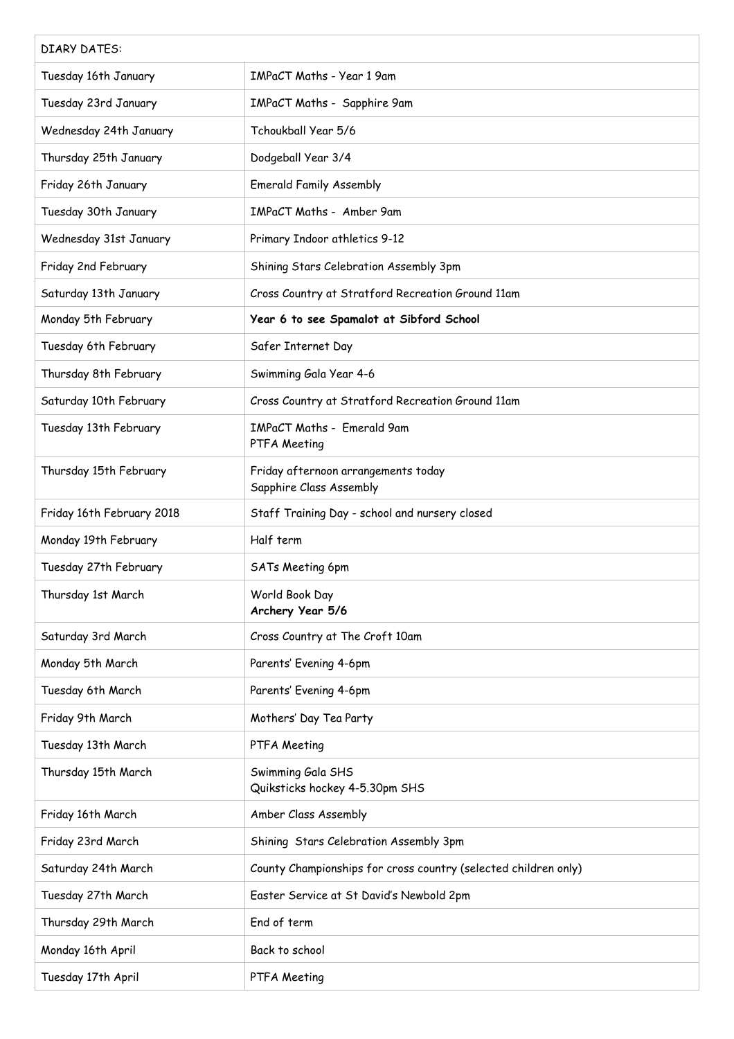| DIARY DATES: | |
|---|---|
| Tuesday 16th January | IMPaCT Maths - Year 1 9am |
| Tuesday 23rd January | IMPaCT Maths - Sapphire 9am |
| Wednesday 24th January | Tchoukball Year 5/6 |
| Thursday 25th January | Dodgeball Year 3/4 |
| Friday 26th January | Emerald Family Assembly |
| Tuesday 30th January | IMPaCT Maths - Amber 9am |
| Wednesday 31st January | Primary Indoor athletics 9-12 |
| Friday 2nd February | Shining Stars Celebration Assembly 3pm |
| Saturday 13th January | Cross Country at Stratford Recreation Ground 11am |
| Monday 5th February | **Year 6 to see Spamalot at Sibford School** |
| Tuesday 6th February | Safer Internet Day |
| Thursday 8th February | Swimming Gala Year 4-6 |
| Saturday 10th February | Cross Country at Stratford Recreation Ground 11am |
| Tuesday 13th February | IMPaCT Maths - Emerald 9am<br>PTFA Meeting |
| Thursday 15th February | Friday afternoon arrangements today<br>Sapphire Class Assembly |
| Friday 16th February 2018 | Staff Training Day - school and nursery closed |
| Monday 19th February | Half term |
| Tuesday 27th February | SATs Meeting 6pm |
| Thursday 1st March | World Book Day<br>**Archery Year 5/6** |
| Saturday 3rd March | Cross Country at The Croft 10am |
| Monday 5th March | Parents' Evening 4-6pm |
| Tuesday 6th March | Parents' Evening 4-6pm |
| Friday 9th March | Mothers' Day Tea Party |
| Tuesday 13th March | PTFA Meeting |
| Thursday 15th March | Swimming Gala SHS<br>Quiksticks hockey 4-5.30pm SHS |
| Friday 16th March | Amber Class Assembly |
| Friday 23rd March | Shining Stars Celebration Assembly 3pm |
| Saturday 24th March | County Championships for cross country (selected children only) |
| Tuesday 27th March | Easter Service at St David's Newbold 2pm |
| Thursday 29th March | End of term |
| Monday 16th April | Back to school |
| Tuesday 17th April | PTFA Meeting |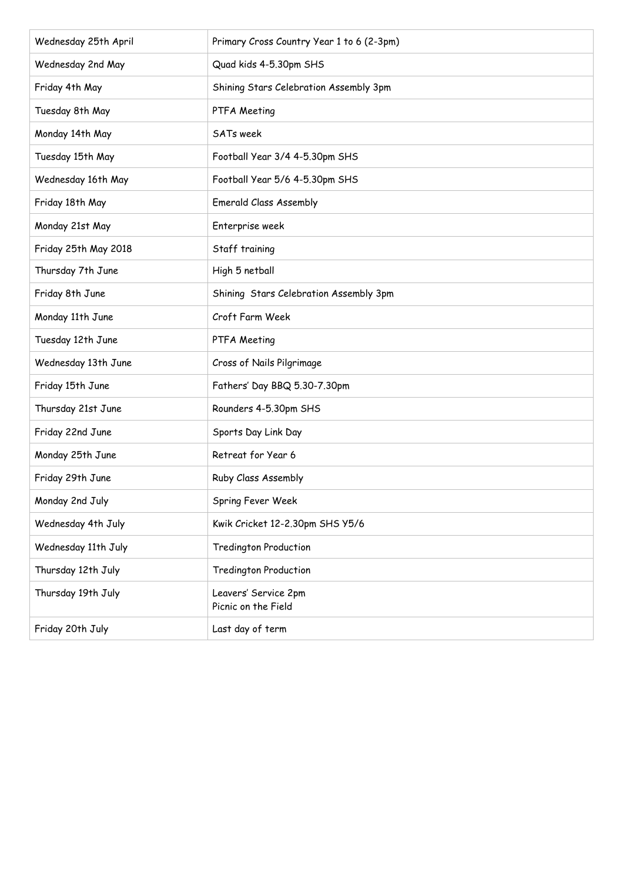| | |
|---|---|
| Wednesday 25th April | Primary Cross Country Year 1 to 6 (2-3pm) |
| Wednesday 2nd May | Quad kids 4-5.30pm SHS |
| Friday 4th May | Shining Stars Celebration Assembly 3pm |
| Tuesday 8th May | PTFA Meeting |
| Monday 14th May | SATs week |
| Tuesday 15th May | Football Year 3/4 4-5.30pm SHS |
| Wednesday 16th May | Football Year 5/6 4-5.30pm SHS |
| Friday 18th May | Emerald Class Assembly |
| Monday 21st May | Enterprise week |
| Friday 25th May 2018 | Staff training |
| Thursday 7th June | High 5 netball |
| Friday 8th June | Shining Stars Celebration Assembly 3pm |
| Monday 11th June | Croft Farm Week |
| Tuesday 12th June | PTFA Meeting |
| Wednesday 13th June | Cross of Nails Pilgrimage |
| Friday 15th June | Fathers' Day BBQ 5.30-7.30pm |
| Thursday 21st June | Rounders 4-5.30pm SHS |
| Friday 22nd June | Sports Day Link Day |
| Monday 25th June | Retreat for Year 6 |
| Friday 29th June | Ruby Class Assembly |
| Monday 2nd July | Spring Fever Week |
| Wednesday 4th July | Kwik Cricket 12-2.30pm SHS Y5/6 |
| Wednesday 11th July | Tredington Production |
| Thursday 12th July | Tredington Production |
| Thursday 19th July | Leavers' Service 2pm<br>Picnic on the Field |
| Friday 20th July | Last day of term |